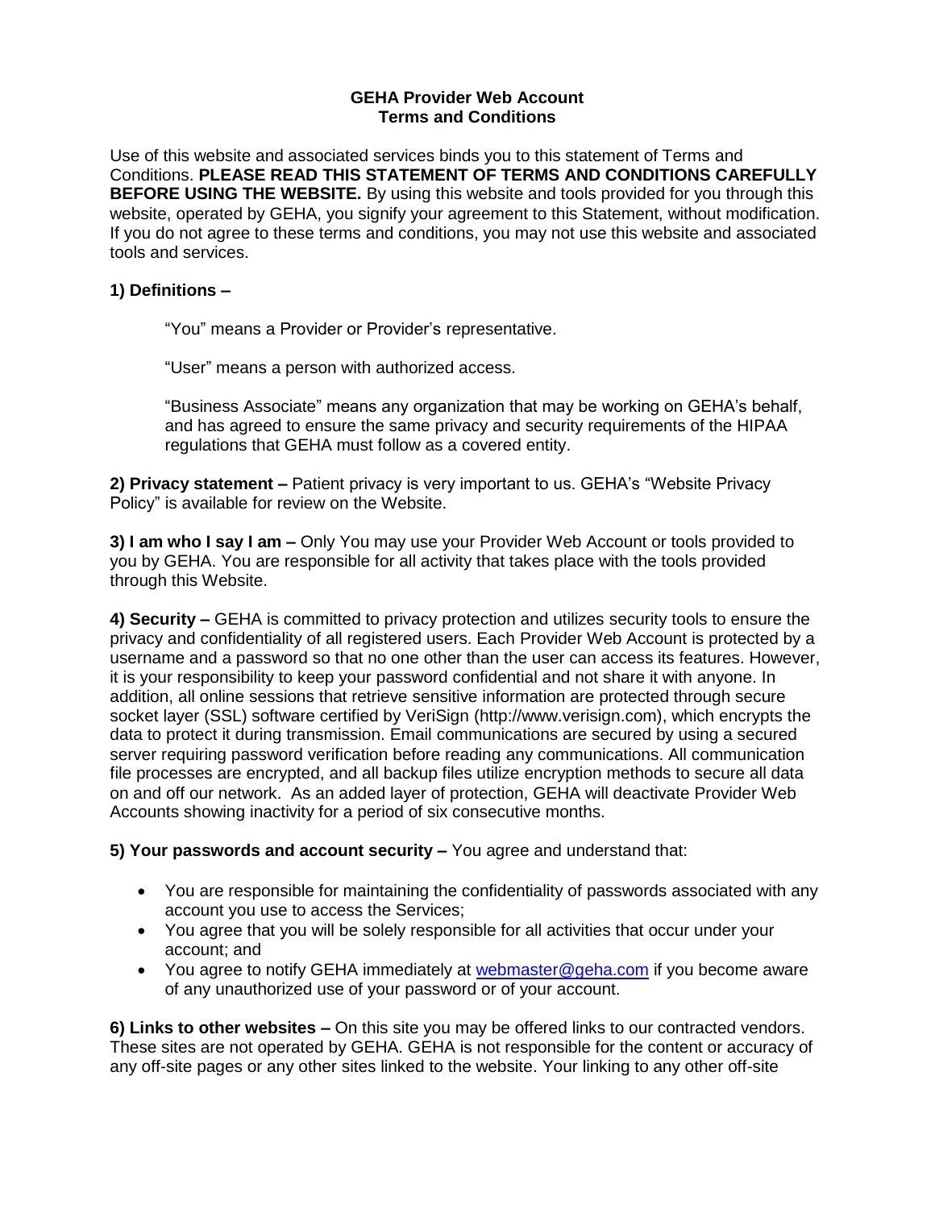# GEHA Provider Web Account
## Terms and Conditions

Use of this website and associated services binds you to this statement of Terms and Conditions. **PLEASE READ THIS STATEMENT OF TERMS AND CONDITIONS CAREFULLY BEFORE USING THE WEBSITE.** By using this website and tools provided for you through this website, operated by GEHA, you signify your agreement to this Statement, without modification. If you do not agree to these terms and conditions, you may not use this website and associated tools and services.

**1) Definitions –**

> "You" means a Provider or Provider's representative.
>
> "User" means a person with authorized access.
>
> "Business Associate" means any organization that may be working on GEHA's behalf, and has agreed to ensure the same privacy and security requirements of the HIPAA regulations that GEHA must follow as a covered entity.

**2) Privacy statement –** Patient privacy is very important to us. GEHA's "Website Privacy Policy" is available for review on the Website.

**3) I am who I say I am –** Only You may use your Provider Web Account or tools provided to you by GEHA. You are responsible for all activity that takes place with the tools provided through this Website.

**4) Security –** GEHA is committed to privacy protection and utilizes security tools to ensure the privacy and confidentiality of all registered users. Each Provider Web Account is protected by a username and a password so that no one other than the user can access its features. However, it is your responsibility to keep your password confidential and not share it with anyone. In addition, all online sessions that retrieve sensitive information are protected through secure socket layer (SSL) software certified by VeriSign (http://www.verisign.com), which encrypts the data to protect it during transmission. Email communications are secured by using a secured server requiring password verification before reading any communications. All communication file processes are encrypted, and all backup files utilize encryption methods to secure all data on and off our network. As an added layer of protection, GEHA will deactivate Provider Web Accounts showing inactivity for a period of six consecutive months.

**5) Your passwords and account security –** You agree and understand that:

- You are responsible for maintaining the confidentiality of passwords associated with any account you use to access the Services;
- You agree that you will be solely responsible for all activities that occur under your account; and
- You agree to notify GEHA immediately at webmaster@geha.com if you become aware of any unauthorized use of your password or of your account.

**6) Links to other websites –** On this site you may be offered links to our contracted vendors. These sites are not operated by GEHA. GEHA is not responsible for the content or accuracy of any off-site pages or any other sites linked to the website. Your linking to any other off-site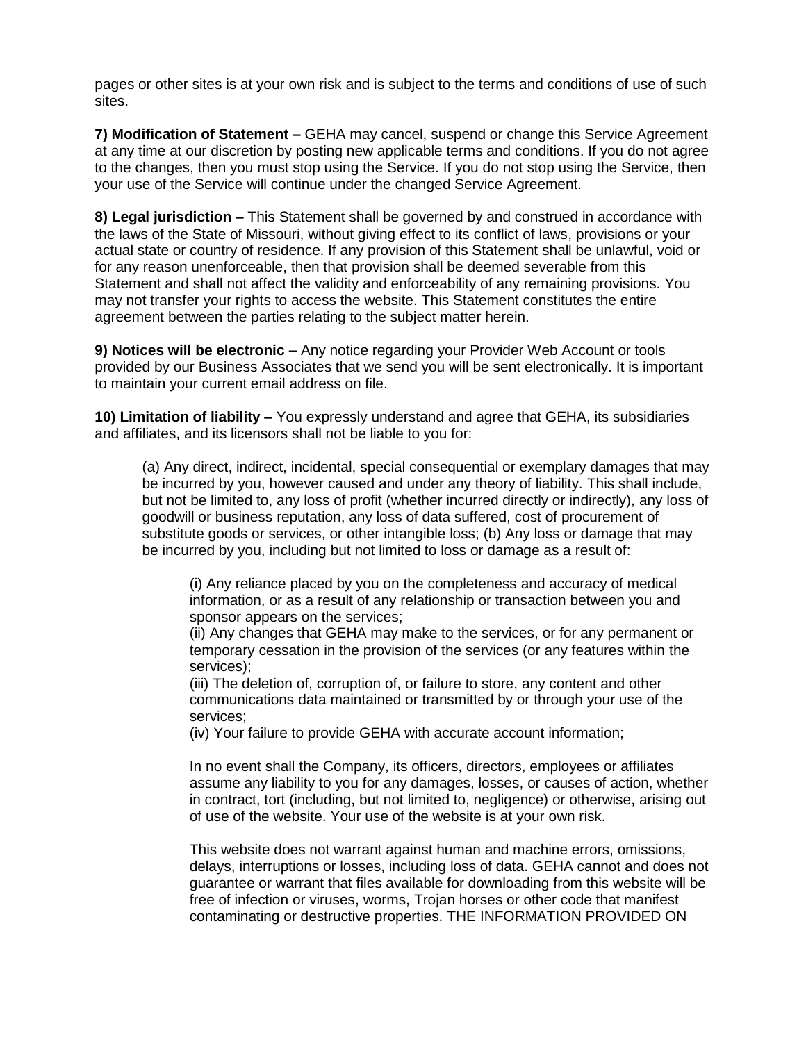pages or other sites is at your own risk and is subject to the terms and conditions of use of such sites.

**7) Modification of Statement –** GEHA may cancel, suspend or change this Service Agreement at any time at our discretion by posting new applicable terms and conditions. If you do not agree to the changes, then you must stop using the Service. If you do not stop using the Service, then your use of the Service will continue under the changed Service Agreement.

**8) Legal jurisdiction –** This Statement shall be governed by and construed in accordance with the laws of the State of Missouri, without giving effect to its conflict of laws, provisions or your actual state or country of residence. If any provision of this Statement shall be unlawful, void or for any reason unenforceable, then that provision shall be deemed severable from this Statement and shall not affect the validity and enforceability of any remaining provisions. You may not transfer your rights to access the website. This Statement constitutes the entire agreement between the parties relating to the subject matter herein.

**9) Notices will be electronic –** Any notice regarding your Provider Web Account or tools provided by our Business Associates that we send you will be sent electronically. It is important to maintain your current email address on file.

**10) Limitation of liability –** You expressly understand and agree that GEHA, its subsidiaries and affiliates, and its licensors shall not be liable to you for:

> (a) Any direct, indirect, incidental, special consequential or exemplary damages that may be incurred by you, however caused and under any theory of liability. This shall include, but not be limited to, any loss of profit (whether incurred directly or indirectly), any loss of goodwill or business reputation, any loss of data suffered, cost of procurement of substitute goods or services, or other intangible loss; (b) Any loss or damage that may be incurred by you, including but not limited to loss or damage as a result of:
>
> > (i) Any reliance placed by you on the completeness and accuracy of medical information, or as a result of any relationship or transaction between you and sponsor appears on the services;
> > (ii) Any changes that GEHA may make to the services, or for any permanent or temporary cessation in the provision of the services (or any features within the services);
> > (iii) The deletion of, corruption of, or failure to store, any content and other communications data maintained or transmitted by or through your use of the services;
> > (iv) Your failure to provide GEHA with accurate account information;
> >
> > In no event shall the Company, its officers, directors, employees or affiliates assume any liability to you for any damages, losses, or causes of action, whether in contract, tort (including, but not limited to, negligence) or otherwise, arising out of use of the website. Your use of the website is at your own risk.
> >
> > This website does not warrant against human and machine errors, omissions, delays, interruptions or losses, including loss of data. GEHA cannot and does not guarantee or warrant that files available for downloading from this website will be free of infection or viruses, worms, Trojan horses or other code that manifest contaminating or destructive properties. THE INFORMATION PROVIDED ON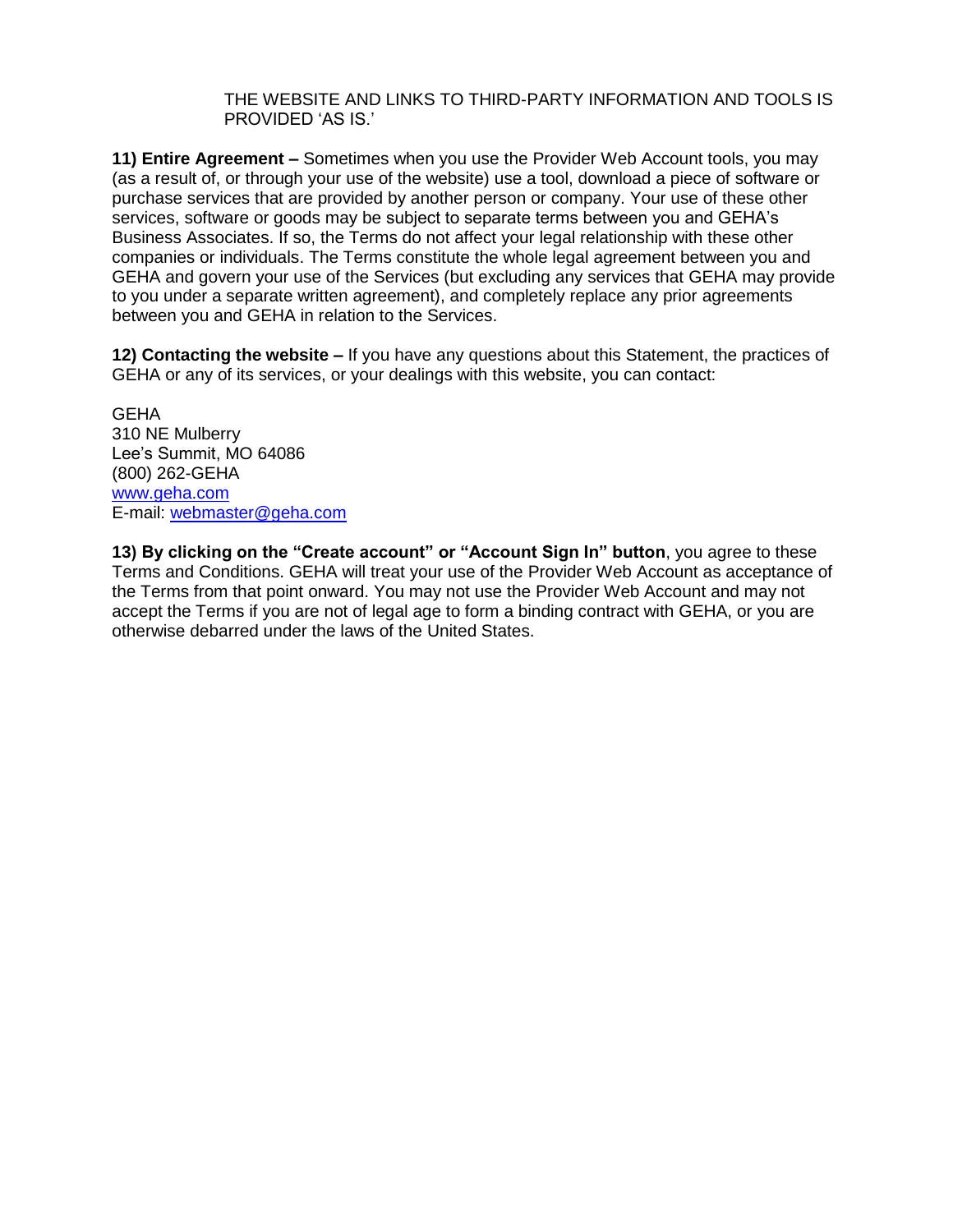THE WEBSITE AND LINKS TO THIRD-PARTY INFORMATION AND TOOLS IS PROVIDED 'AS IS.'

**11) Entire Agreement –** Sometimes when you use the Provider Web Account tools, you may (as a result of, or through your use of the website) use a tool, download a piece of software or purchase services that are provided by another person or company. Your use of these other services, software or goods may be subject to separate terms between you and GEHA's Business Associates. If so, the Terms do not affect your legal relationship with these other companies or individuals. The Terms constitute the whole legal agreement between you and GEHA and govern your use of the Services (but excluding any services that GEHA may provide to you under a separate written agreement), and completely replace any prior agreements between you and GEHA in relation to the Services.

**12) Contacting the website –** If you have any questions about this Statement, the practices of GEHA or any of its services, or your dealings with this website, you can contact:

GEHA
310 NE Mulberry
Lee's Summit, MO 64086
(800) 262-GEHA
[www.geha.com](http://www.geha.com)
E-mail: [webmaster@geha.com](mailto:webmaster@geha.com)

**13) By clicking on the "Create account" or "Account Sign In" button**, you agree to these Terms and Conditions. GEHA will treat your use of the Provider Web Account as acceptance of the Terms from that point onward. You may not use the Provider Web Account and may not accept the Terms if you are not of legal age to form a binding contract with GEHA, or you are otherwise debarred under the laws of the United States.